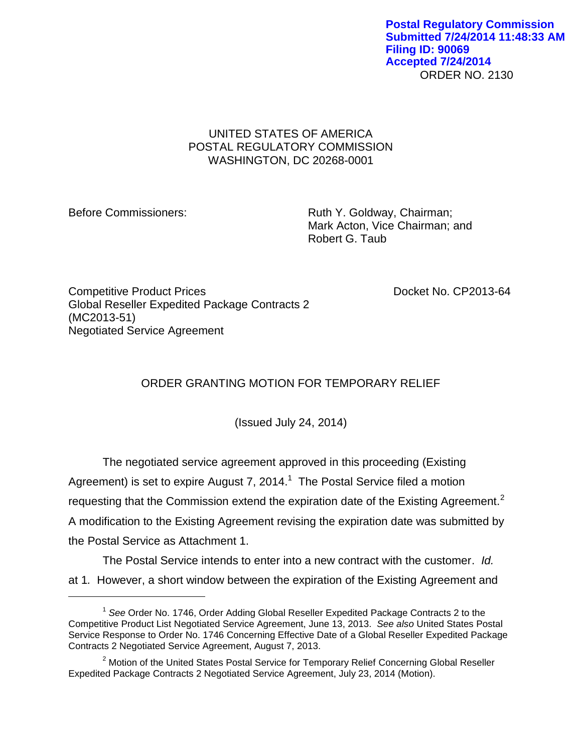Postal Regulatory Commission
Submitted 7/24/2014 11:48:33 AM
Filing ID: 90069
Accepted 7/24/2014

ORDER NO. 2130

UNITED STATES OF AMERICA
POSTAL REGULATORY COMMISSION
WASHINGTON, DC 20268-0001

Before Commissioners: Ruth Y. Goldway, Chairman; Mark Acton, Vice Chairman; and Robert G. Taub

Competitive Product Prices
Global Reseller Expedited Package Contracts 2 (MC2013-51)
Negotiated Service Agreement

Docket No. CP2013-64

## ORDER GRANTING MOTION FOR TEMPORARY RELIEF

(Issued July 24, 2014)

The negotiated service agreement approved in this proceeding (Existing Agreement) is set to expire August 7, 2014.[1] The Postal Service filed a motion requesting that the Commission extend the expiration date of the Existing Agreement.[2] A modification to the Existing Agreement revising the expiration date was submitted by the Postal Service as Attachment 1.

The Postal Service intends to enter into a new contract with the customer. *Id.* at 1. However, a short window between the expiration of the Existing Agreement and

---

[1] *See* Order No. 1746, Order Adding Global Reseller Expedited Package Contracts 2 to the Competitive Product List Negotiated Service Agreement, June 13, 2013. *See also* United States Postal Service Response to Order No. 1746 Concerning Effective Date of a Global Reseller Expedited Package Contracts 2 Negotiated Service Agreement, August 7, 2013.

[2] Motion of the United States Postal Service for Temporary Relief Concerning Global Reseller Expedited Package Contracts 2 Negotiated Service Agreement, July 23, 2014 (Motion).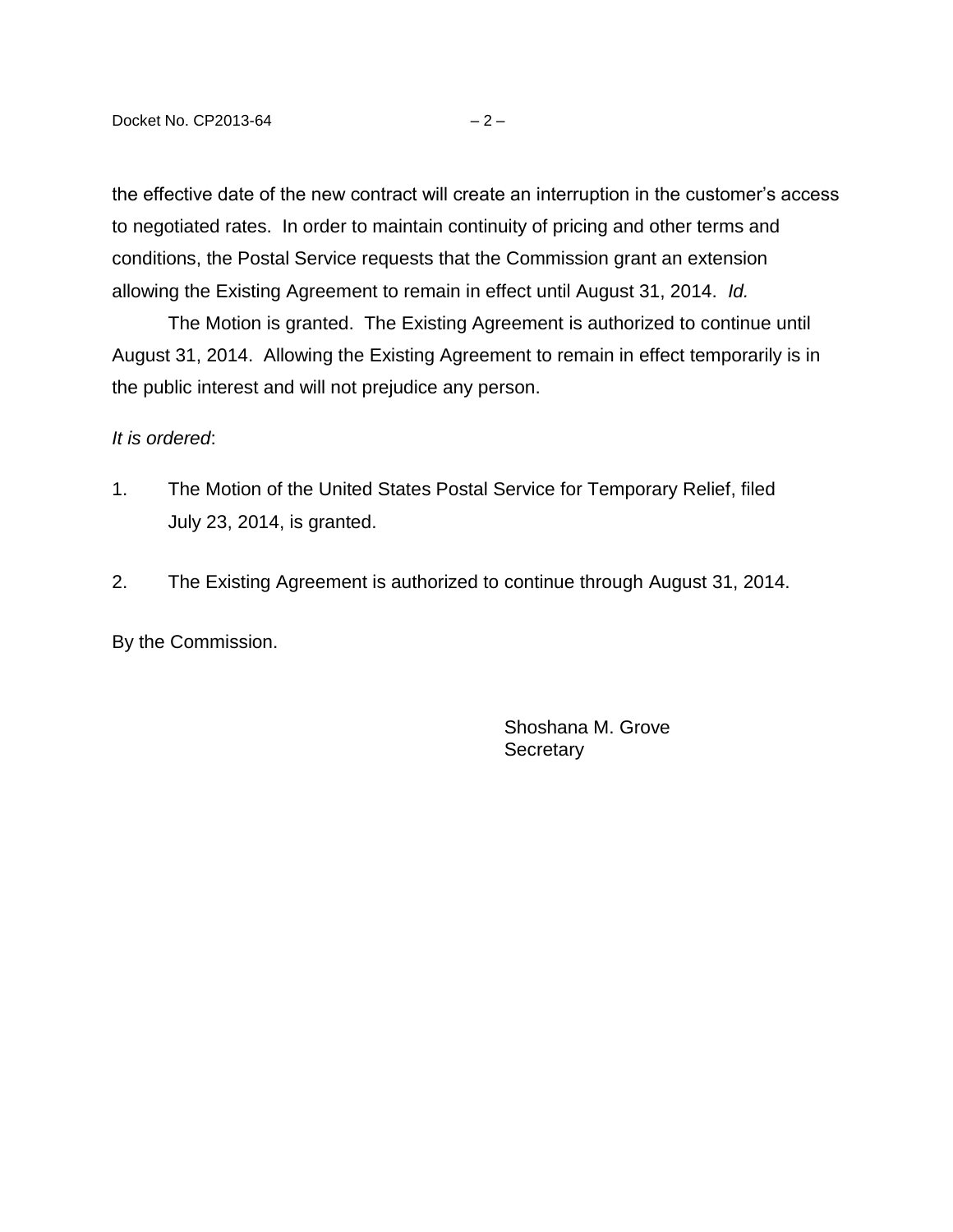the effective date of the new contract will create an interruption in the customer's access to negotiated rates. In order to maintain continuity of pricing and other terms and conditions, the Postal Service requests that the Commission grant an extension allowing the Existing Agreement to remain in effect until August 31, 2014. *Id.*

The Motion is granted. The Existing Agreement is authorized to continue until August 31, 2014. Allowing the Existing Agreement to remain in effect temporarily is in the public interest and will not prejudice any person.

*It is ordered*:

1. The Motion of the United States Postal Service for Temporary Relief, filed July 23, 2014, is granted.

2. The Existing Agreement is authorized to continue through August 31, 2014.

By the Commission.

Shoshana M. Grove
Secretary